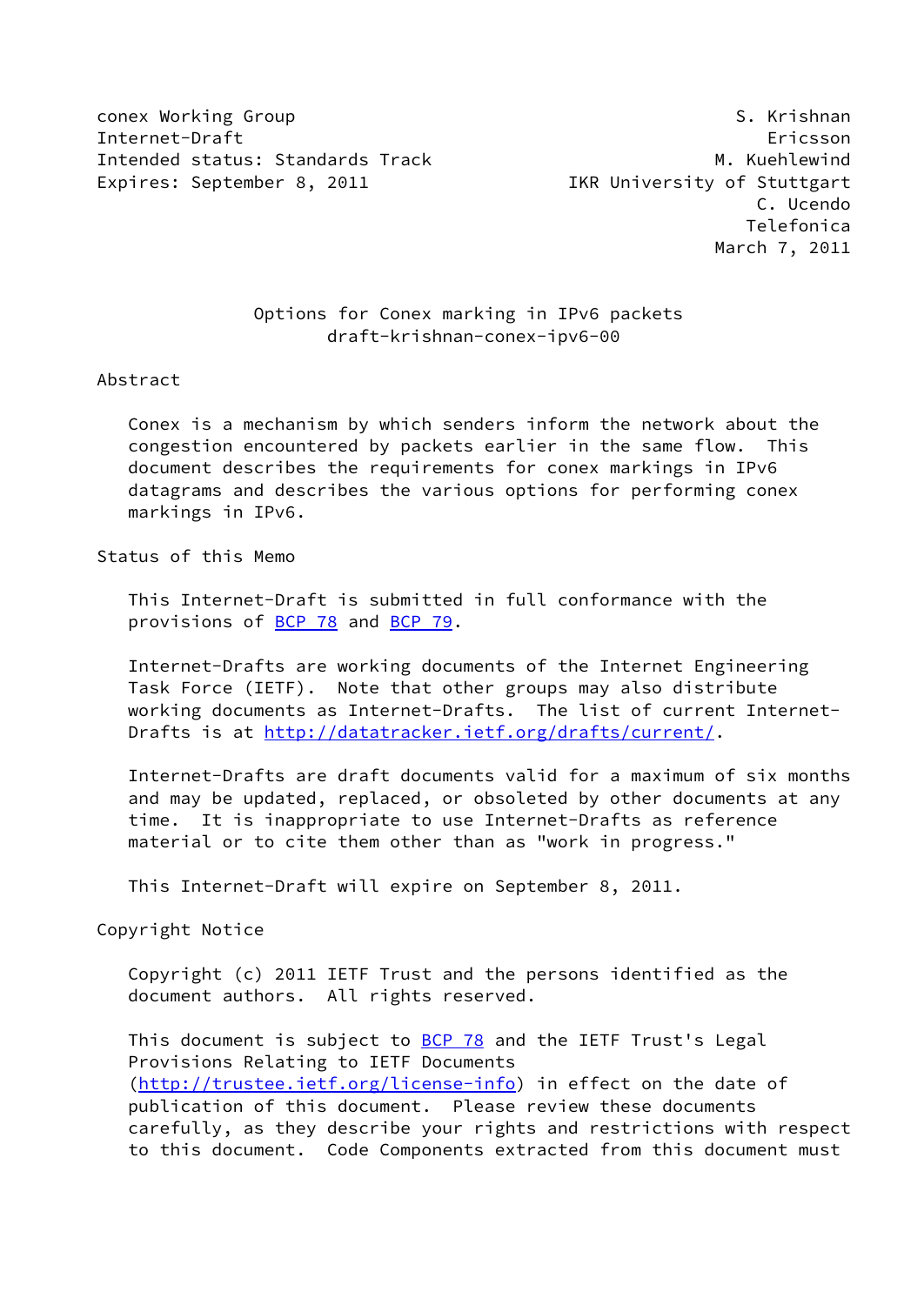conex Working Group S. Krishnan
Internet-Draft Ericsson
Intended status: Standards Track M. Kuehlewind
Expires: September 8, 2011 IKR University of Stuttgart
C. Ucendo
Telefonica
March 7, 2011

# Options for Conex marking in IPv6 packets
draft-krishnan-conex-ipv6-00

## Abstract

Conex is a mechanism by which senders inform the network about the congestion encountered by packets earlier in the same flow. This document describes the requirements for conex markings in IPv6 datagrams and describes the various options for performing conex markings in IPv6.

## Status of this Memo

This Internet-Draft is submitted in full conformance with the provisions of BCP 78 and BCP 79.

Internet-Drafts are working documents of the Internet Engineering Task Force (IETF). Note that other groups may also distribute working documents as Internet-Drafts. The list of current Internet-Drafts is at http://datatracker.ietf.org/drafts/current/.

Internet-Drafts are draft documents valid for a maximum of six months and may be updated, replaced, or obsoleted by other documents at any time. It is inappropriate to use Internet-Drafts as reference material or to cite them other than as "work in progress."

This Internet-Draft will expire on September 8, 2011.

## Copyright Notice

Copyright (c) 2011 IETF Trust and the persons identified as the document authors. All rights reserved.

This document is subject to BCP 78 and the IETF Trust's Legal Provisions Relating to IETF Documents (http://trustee.ietf.org/license-info) in effect on the date of publication of this document. Please review these documents carefully, as they describe your rights and restrictions with respect to this document. Code Components extracted from this document must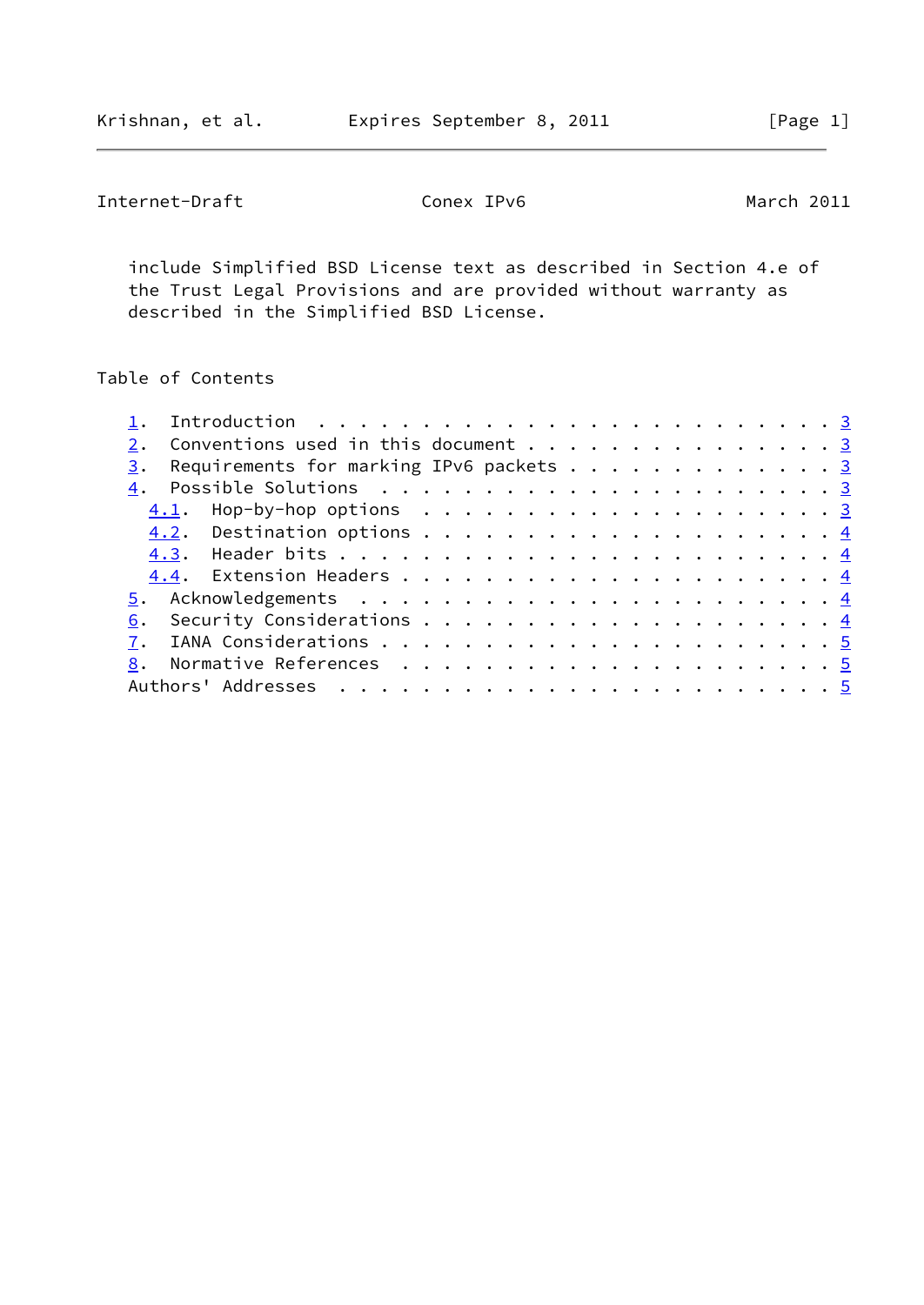include Simplified BSD License text as described in Section 4.e of the Trust Legal Provisions and are provided without warranty as described in the Simplified BSD License.

## Table of Contents

1. Introduction . . . . . . . . . . . . . . . . . . . . . . . . . 3
2. Conventions used in this document . . . . . . . . . . . . . . 3
3. Requirements for marking IPv6 packets . . . . . . . . . . . . 3
4. Possible Solutions . . . . . . . . . . . . . . . . . . . . . . 3
   4.1. Hop-by-hop options . . . . . . . . . . . . . . . . . . . . 3
   4.2. Destination options . . . . . . . . . . . . . . . . . . . 4
   4.3. Header bits . . . . . . . . . . . . . . . . . . . . . . . 4
   4.4. Extension Headers . . . . . . . . . . . . . . . . . . . . 4
5. Acknowledgements . . . . . . . . . . . . . . . . . . . . . . . 4
6. Security Considerations . . . . . . . . . . . . . . . . . . . 4
7. IANA Considerations . . . . . . . . . . . . . . . . . . . . . 5
8. Normative References . . . . . . . . . . . . . . . . . . . . . 5

Authors' Addresses . . . . . . . . . . . . . . . . . . . . . . . . 5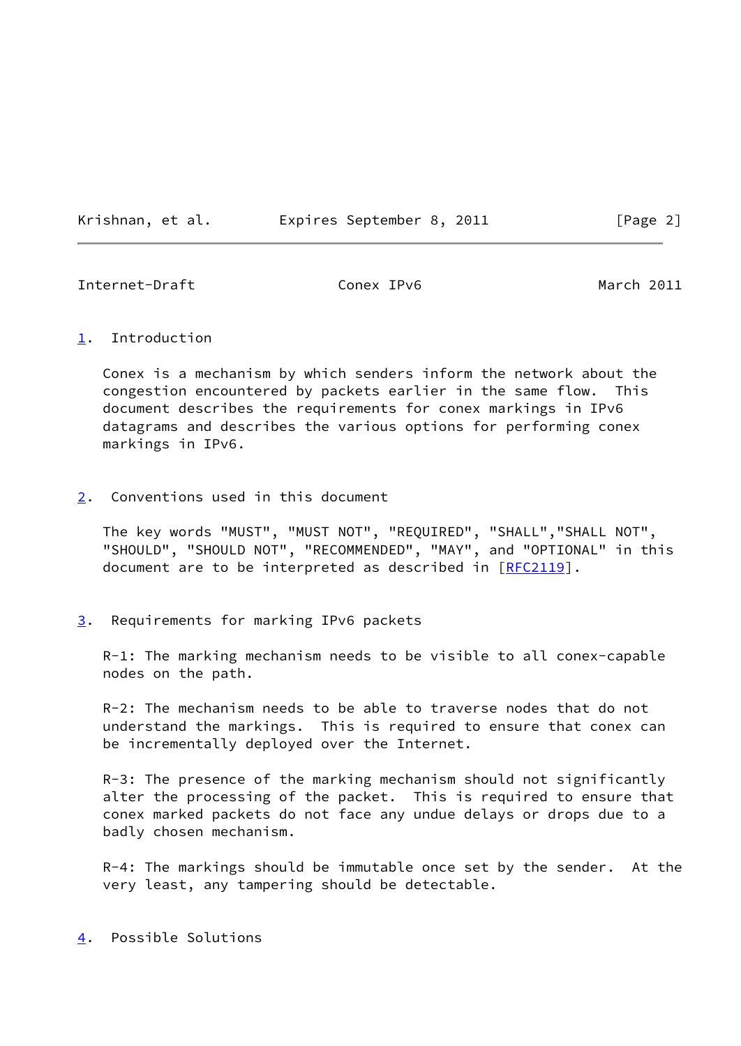## 1. Introduction

Conex is a mechanism by which senders inform the network about the congestion encountered by packets earlier in the same flow. This document describes the requirements for conex markings in IPv6 datagrams and describes the various options for performing conex markings in IPv6.

## 2. Conventions used in this document

The key words "MUST", "MUST NOT", "REQUIRED", "SHALL","SHALL NOT", "SHOULD", "SHOULD NOT", "RECOMMENDED", "MAY", and "OPTIONAL" in this document are to be interpreted as described in [RFC2119].

## 3. Requirements for marking IPv6 packets

R-1: The marking mechanism needs to be visible to all conex-capable nodes on the path.

R-2: The mechanism needs to be able to traverse nodes that do not understand the markings. This is required to ensure that conex can be incrementally deployed over the Internet.

R-3: The presence of the marking mechanism should not significantly alter the processing of the packet. This is required to ensure that conex marked packets do not face any undue delays or drops due to a badly chosen mechanism.

R-4: The markings should be immutable once set by the sender. At the very least, any tampering should be detectable.

## 4. Possible Solutions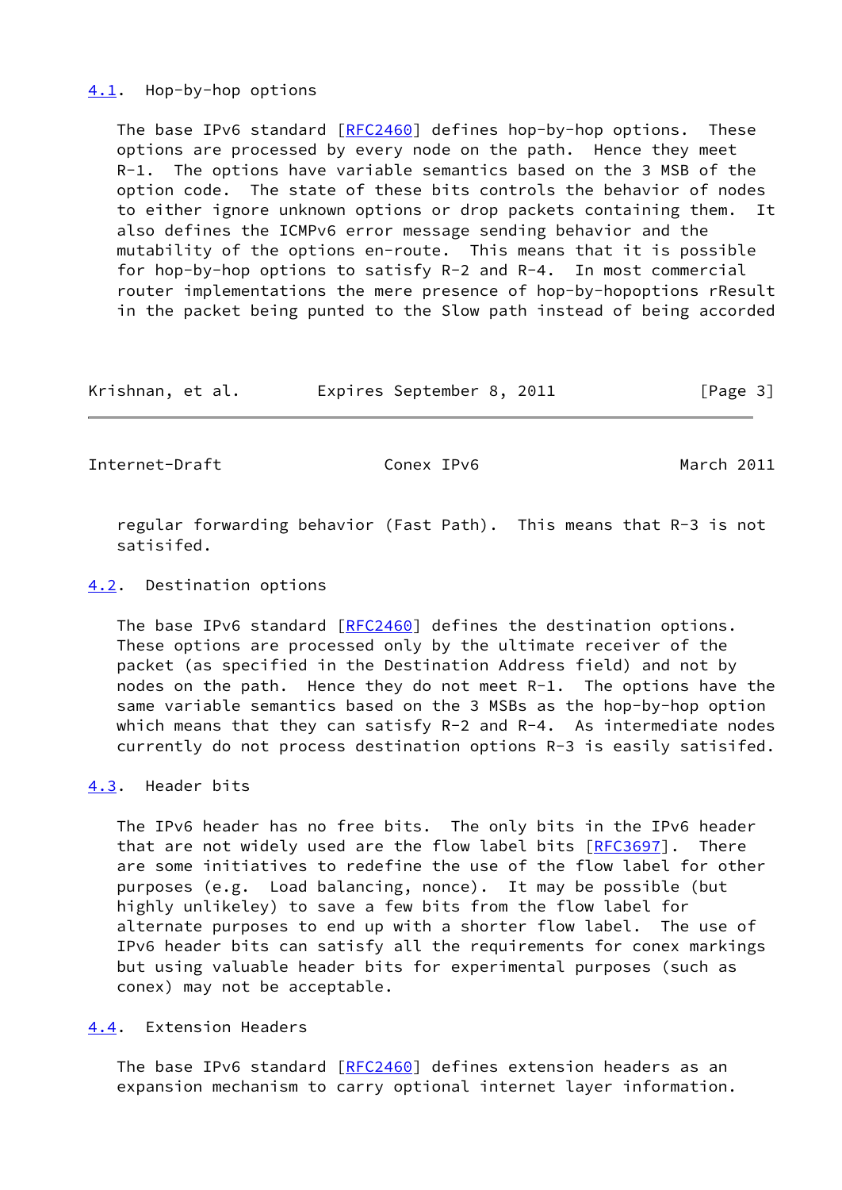### 4.1. Hop-by-hop options

The base IPv6 standard [RFC2460] defines hop-by-hop options. These options are processed by every node on the path. Hence they meet R-1. The options have variable semantics based on the 3 MSB of the option code. The state of these bits controls the behavior of nodes to either ignore unknown options or drop packets containing them. It also defines the ICMPv6 error message sending behavior and the mutability of the options en-route. This means that it is possible for hop-by-hop options to satisfy R-2 and R-4. In most commercial router implementations the mere presence of hop-by-hopoptions rResult in the packet being punted to the Slow path instead of being accorded regular forwarding behavior (Fast Path). This means that R-3 is not satisfied.

### 4.2. Destination options

The base IPv6 standard [RFC2460] defines the destination options. These options are processed only by the ultimate receiver of the packet (as specified in the Destination Address field) and not by nodes on the path. Hence they do not meet R-1. The options have the same variable semantics based on the 3 MSBs as the hop-by-hop option which means that they can satisfy R-2 and R-4. As intermediate nodes currently do not process destination options R-3 is easily satisifed.

### 4.3. Header bits

The IPv6 header has no free bits. The only bits in the IPv6 header that are not widely used are the flow label bits [RFC3697]. There are some initiatives to redefine the use of the flow label for other purposes (e.g. Load balancing, nonce). It may be possible (but highly unlikeley) to save a few bits from the flow label for alternate purposes to end up with a shorter flow label. The use of IPv6 header bits can satisfy all the requirements for conex markings but using valuable header bits for experimental purposes (such as conex) may not be acceptable.

### 4.4. Extension Headers

The base IPv6 standard [RFC2460] defines extension headers as an expansion mechanism to carry optional internet layer information.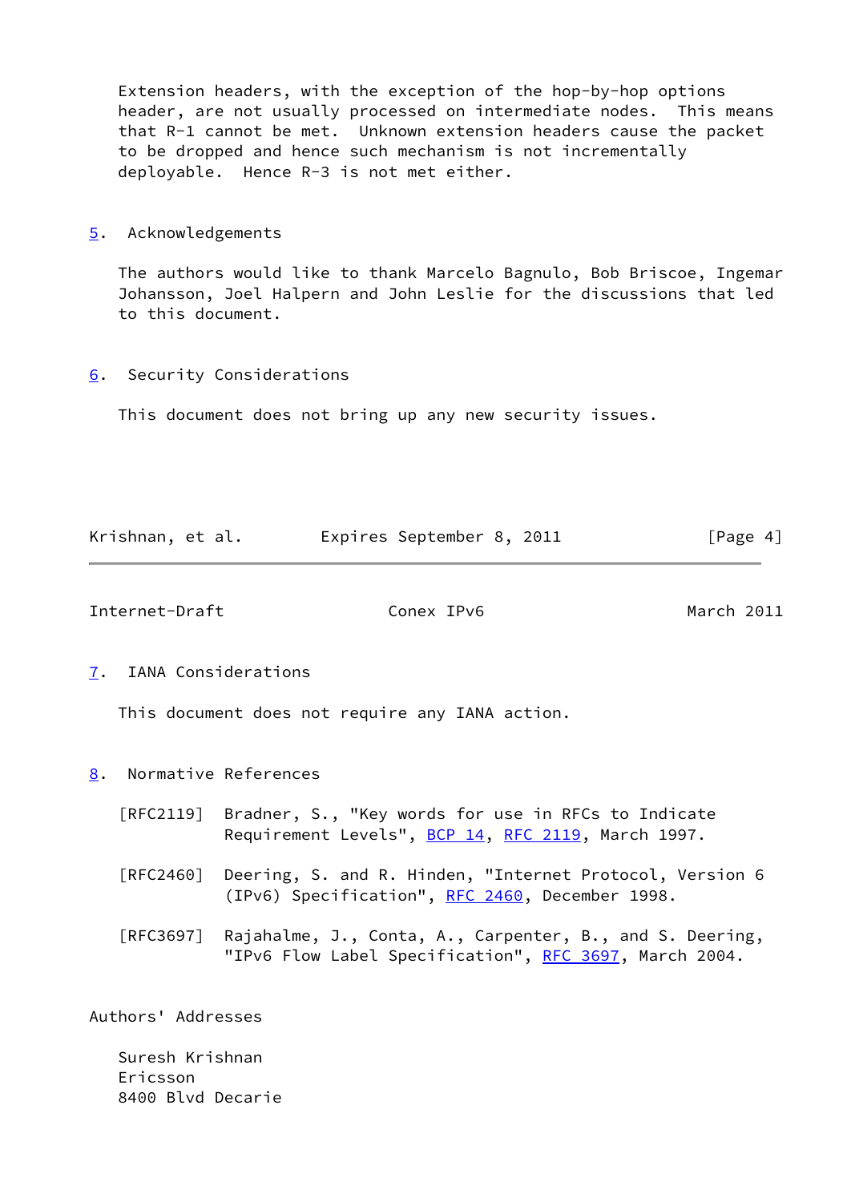Extension headers, with the exception of the hop-by-hop options header, are not usually processed on intermediate nodes. This means that R-1 cannot be met. Unknown extension headers cause the packet to be dropped and hence such mechanism is not incrementally deployable. Hence R-3 is not met either.

## 5. Acknowledgements

The authors would like to thank Marcelo Bagnulo, Bob Briscoe, Ingemar Johansson, Joel Halpern and John Leslie for the discussions that led to this document.

## 6. Security Considerations

This document does not bring up any new security issues.

## 7. IANA Considerations

This document does not require any IANA action.

## 8. Normative References

[RFC2119] Bradner, S., "Key words for use in RFCs to Indicate Requirement Levels", BCP 14, RFC 2119, March 1997.

[RFC2460] Deering, S. and R. Hinden, "Internet Protocol, Version 6 (IPv6) Specification", RFC 2460, December 1998.

[RFC3697] Rajahalme, J., Conta, A., Carpenter, B., and S. Deering, "IPv6 Flow Label Specification", RFC 3697, March 2004.

## Authors' Addresses

Suresh Krishnan
Ericsson
8400 Blvd Decarie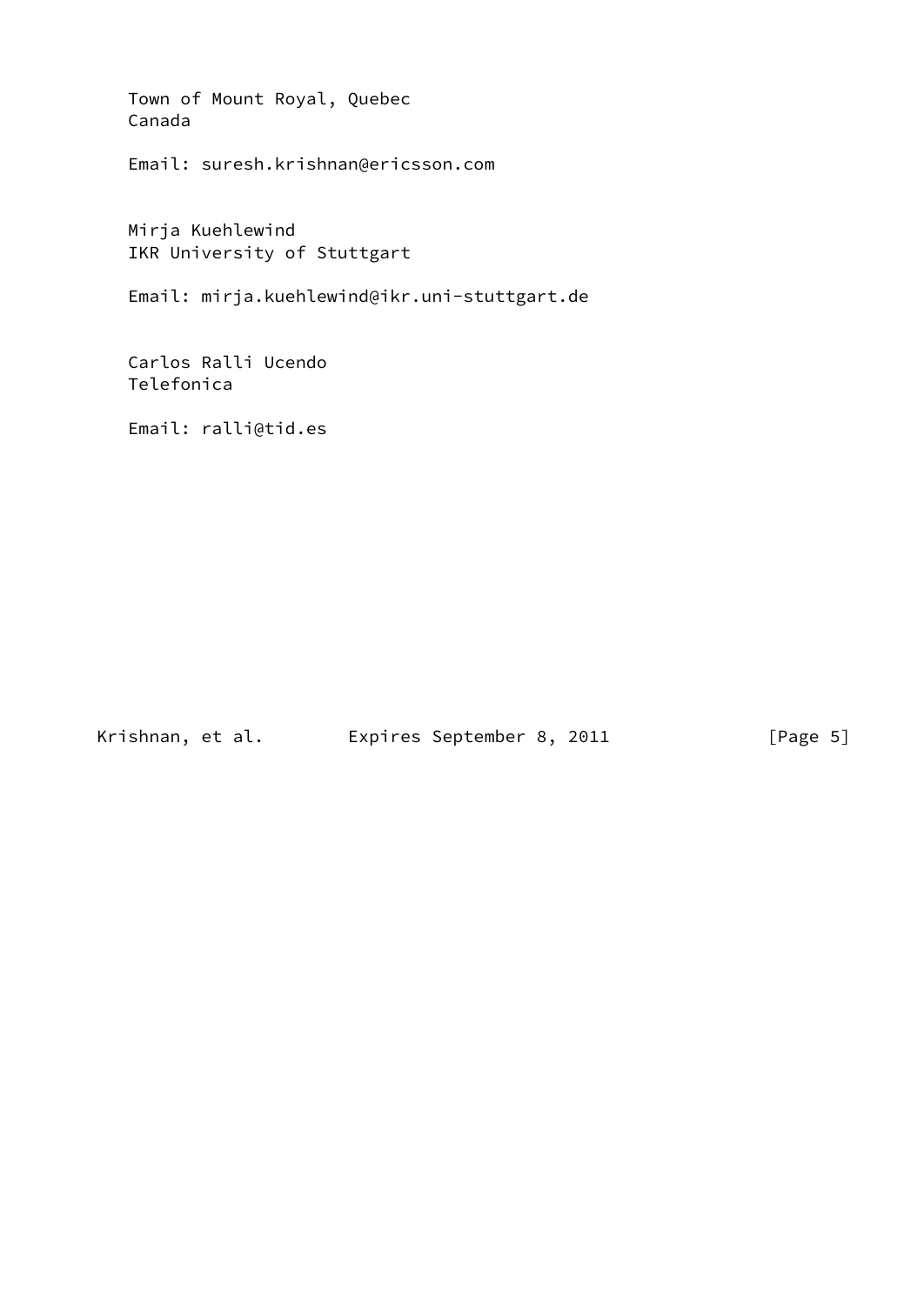Town of Mount Royal, Quebec
Canada

Email: suresh.krishnan@ericsson.com

Mirja Kuehlewind
IKR University of Stuttgart

Email: mirja.kuehlewind@ikr.uni-stuttgart.de

Carlos Ralli Ucendo
Telefonica

Email: ralli@tid.es